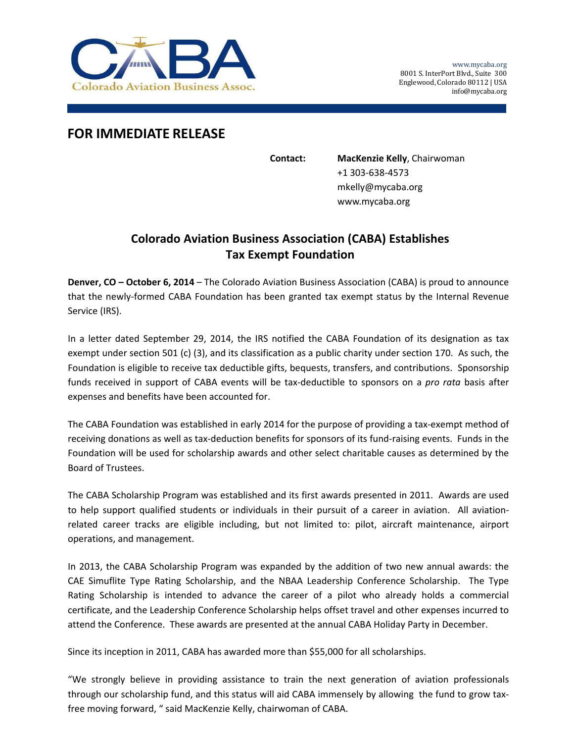Colorado Aviation Business Assoc.

www.mycaba.org
8001 S. InterPort Blvd., Suite 300
Englewood, Colorado 80112 | USA
info@mycaba.org

# FOR IMMEDIATE RELEASE

**Contact:** **MacKenzie Kelly**, Chairwoman
+1 303-638-4573
mkelly@mycaba.org
www.mycaba.org

## Colorado Aviation Business Association (CABA) Establishes Tax Exempt Foundation

**Denver, CO – October 6, 2014** – The Colorado Aviation Business Association (CABA) is proud to announce that the newly-formed CABA Foundation has been granted tax exempt status by the Internal Revenue Service (IRS).

In a letter dated September 29, 2014, the IRS notified the CABA Foundation of its designation as tax exempt under section 501 (c) (3), and its classification as a public charity under section 170. As such, the Foundation is eligible to receive tax deductible gifts, bequests, transfers, and contributions. Sponsorship funds received in support of CABA events will be tax-deductible to sponsors on a *pro rata* basis after expenses and benefits have been accounted for.

The CABA Foundation was established in early 2014 for the purpose of providing a tax-exempt method of receiving donations as well as tax-deduction benefits for sponsors of its fund-raising events. Funds in the Foundation will be used for scholarship awards and other select charitable causes as determined by the Board of Trustees.

The CABA Scholarship Program was established and its first awards presented in 2011. Awards are used to help support qualified students or individuals in their pursuit of a career in aviation. All aviation-related career tracks are eligible including, but not limited to: pilot, aircraft maintenance, airport operations, and management.

In 2013, the CABA Scholarship Program was expanded by the addition of two new annual awards: the CAE Simuflite Type Rating Scholarship, and the NBAA Leadership Conference Scholarship. The Type Rating Scholarship is intended to advance the career of a pilot who already holds a commercial certificate, and the Leadership Conference Scholarship helps offset travel and other expenses incurred to attend the Conference. These awards are presented at the annual CABA Holiday Party in December.

Since its inception in 2011, CABA has awarded more than $55,000 for all scholarships.

"We strongly believe in providing assistance to train the next generation of aviation professionals through our scholarship fund, and this status will aid CABA immensely by allowing the fund to grow tax-free moving forward, " said MacKenzie Kelly, chairwoman of CABA.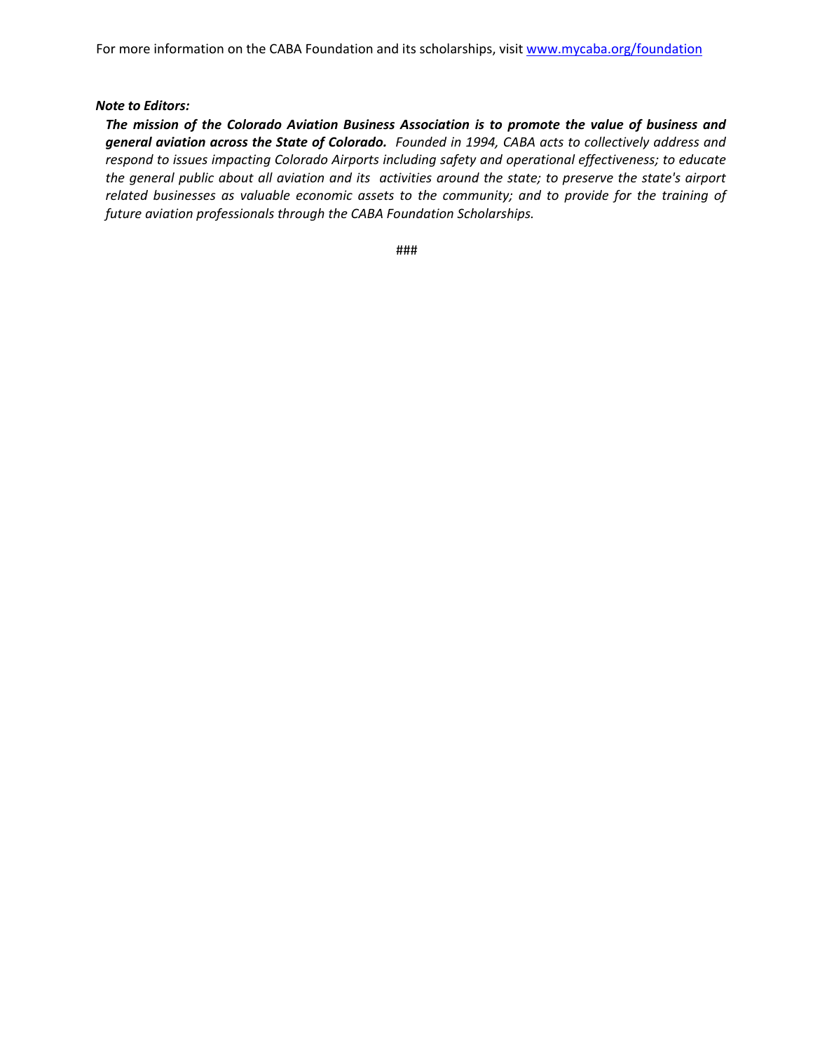For more information on the CABA Foundation and its scholarships, visit [www.mycaba.org/foundation](http://www.mycaba.org/foundation)

***Note to Editors:***

***The mission of the Colorado Aviation Business Association is to promote the value of business and general aviation across the State of Colorado.*** *Founded in 1994, CABA acts to collectively address and respond to issues impacting Colorado Airports including safety and operational effectiveness; to educate the general public about all aviation and its activities around the state; to preserve the state's airport related businesses as valuable economic assets to the community; and to provide for the training of future aviation professionals through the CABA Foundation Scholarships.*

###